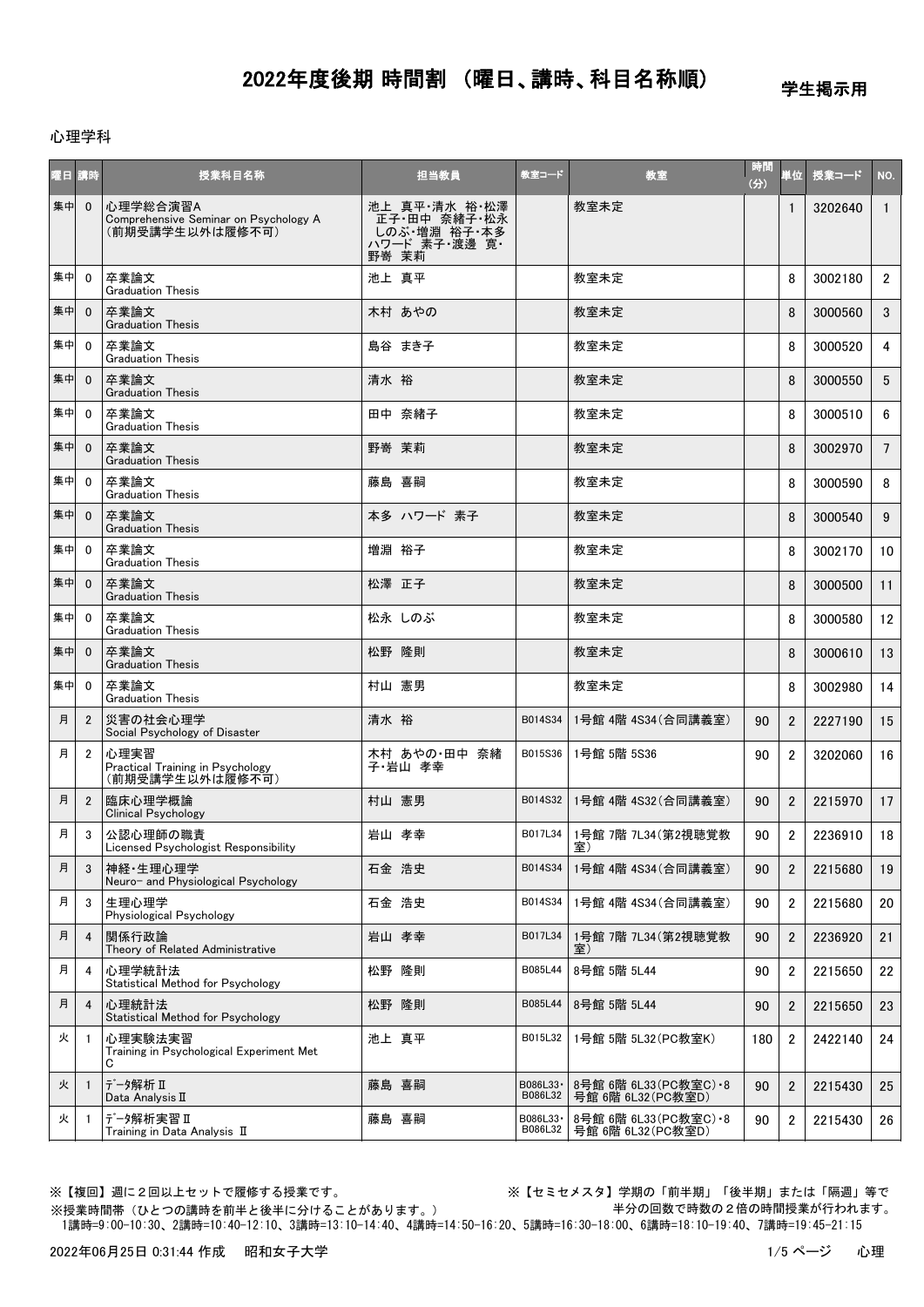# 2022年度後期 時間割 （曜日、講時、科目名称順）

学生掲示用

心理学科

| 曜日 | 講時 | 授業科目名称 | 担当教員 | 教室コード | 教室 | 時間(分) | 単位 | 授業コード | NO. |
|---|---|---|---|---|---|---|---|---|---|
| 集中 | 0 | 心理学総合演習A<br>Comprehensive Seminar on Psychology A<br>（前期受講学生以外は履修不可） | 池上 真平・清水 裕・松澤 正子・田中 奈緒子・松永 しのぶ・増淵 裕子・本多 ハワード 素子・渡邊 寛・野嵜 茉莉 | | 教室未定 | | 1 | 3202640 | 1 |
| 集中 | 0 | 卒業論文<br>Graduation Thesis | 池上 真平 | | 教室未定 | | 8 | 3002180 | 2 |
| 集中 | 0 | 卒業論文<br>Graduation Thesis | 木村 あやの | | 教室未定 | | 8 | 3000560 | 3 |
| 集中 | 0 | 卒業論文<br>Graduation Thesis | 島谷 まき子 | | 教室未定 | | 8 | 3000520 | 4 |
| 集中 | 0 | 卒業論文<br>Graduation Thesis | 清水 裕 | | 教室未定 | | 8 | 3000550 | 5 |
| 集中 | 0 | 卒業論文<br>Graduation Thesis | 田中 奈緒子 | | 教室未定 | | 8 | 3000510 | 6 |
| 集中 | 0 | 卒業論文<br>Graduation Thesis | 野嵜 茉莉 | | 教室未定 | | 8 | 3002970 | 7 |
| 集中 | 0 | 卒業論文<br>Graduation Thesis | 藤島 喜嗣 | | 教室未定 | | 8 | 3000590 | 8 |
| 集中 | 0 | 卒業論文<br>Graduation Thesis | 本多 ハワード 素子 | | 教室未定 | | 8 | 3000540 | 9 |
| 集中 | 0 | 卒業論文<br>Graduation Thesis | 増淵 裕子 | | 教室未定 | | 8 | 3002170 | 10 |
| 集中 | 0 | 卒業論文<br>Graduation Thesis | 松澤 正子 | | 教室未定 | | 8 | 3000500 | 11 |
| 集中 | 0 | 卒業論文<br>Graduation Thesis | 松永 しのぶ | | 教室未定 | | 8 | 3000580 | 12 |
| 集中 | 0 | 卒業論文<br>Graduation Thesis | 松野 隆則 | | 教室未定 | | 8 | 3000610 | 13 |
| 集中 | 0 | 卒業論文<br>Graduation Thesis | 村山 憲男 | | 教室未定 | | 8 | 3002980 | 14 |
| 月 | 2 | 災害の社会心理学<br>Social Psychology of Disaster | 清水 裕 | B014S34 | 1号館 4階 4S34(合同講義室) | 90 | 2 | 2227190 | 15 |
| 月 | 2 | 心理実習<br>Practical Training in Psychology<br>（前期受講学生以外は履修不可） | 木村 あやの・田中 奈緒子・岩山 孝幸 | B015S36 | 1号館 5階 5S36 | 90 | 2 | 3202060 | 16 |
| 月 | 2 | 臨床心理学概論<br>Clinical Psychology | 村山 憲男 | B014S32 | 1号館 4階 4S32(合同講義室) | 90 | 2 | 2215970 | 17 |
| 月 | 3 | 公認心理師の職責<br>Licensed Psychologist Responsibility | 岩山 孝幸 | B017L34 | 1号館 7階 7L34(第2視聴覚教室) | 90 | 2 | 2236910 | 18 |
| 月 | 3 | 神経・生理心理学<br>Neuro- and Physiological Psychology | 石金 浩史 | B014S34 | 1号館 4階 4S34(合同講義室) | 90 | 2 | 2215680 | 19 |
| 月 | 3 | 生理心理学<br>Physiological Psychology | 石金 浩史 | B014S34 | 1号館 4階 4S34(合同講義室) | 90 | 2 | 2215680 | 20 |
| 月 | 4 | 関係行政論<br>Theory of Related Administrative | 岩山 孝幸 | B017L34 | 1号館 7階 7L34(第2視聴覚教室) | 90 | 2 | 2236920 | 21 |
| 月 | 4 | 心理学統計法<br>Statistical Method for Psychology | 松野 隆則 | B085L44 | 8号館 5階 5L44 | 90 | 2 | 2215650 | 22 |
| 月 | 4 | 心理統計法<br>Statistical Method for Psychology | 松野 隆則 | B085L44 | 8号館 5階 5L44 | 90 | 2 | 2215650 | 23 |
| 火 | 1 | 心理実験法実習<br>Training in Psychological Experiment Met C | 池上 真平 | B015L32 | 1号館 5階 5L32(PC教室K) | 180 | 2 | 2422140 | 24 |
| 火 | 1 | ﾃﾞｰﾀ解析Ⅱ<br>Data Analysis Ⅱ | 藤島 喜嗣 | B086L33・B086L32 | 8号館 6階 6L33(PC教室C)・8号館 6階 6L32(PC教室D) | 90 | 2 | 2215430 | 25 |
| 火 | 1 | ﾃﾞｰﾀ解析実習Ⅱ<br>Training in Data Analysis Ⅱ | 藤島 喜嗣 | B086L33・B086L32 | 8号館 6階 6L33(PC教室C)・8号館 6階 6L32(PC教室D) | 90 | 2 | 2215430 | 26 |

※【複回】週に２回以上セットで履修する授業です。

※【セミセメスタ】学期の「前半期」「後半期」または「隔週」等で半分の回数で時数の２倍の時間授業が行われます。

※授業時間帯（ひとつの講時を前半と後半に分けることがあります。）
1講時=9:00-10:30、2講時=10:40-12:10、3講時=13:10-14:40、4講時=14:50-16:20、5講時=16:30-18:00、6講時=18:10-19:40、7講時=19:45-21:15

2022年06月25日 0:31:44 作成　昭和女子大学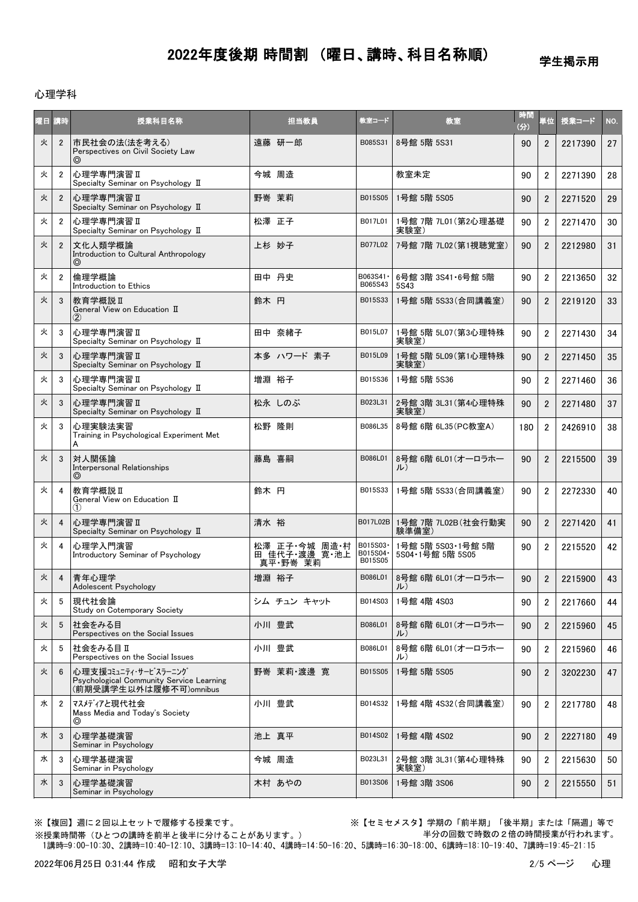# 2022年度後期 時間割 （曜日、講時、科目名称順）

学生掲示用

心理学科

| 曜日 | 講時 | 授業科目名称 | 担当教員 | 教室コード | 教室 | 時間(分) | 単位 | 授業コード | NO. |
|---|---|---|---|---|---|---|---|---|---|
| 火 | 2 | 市民社会の法(法を考える)<br>Perspectives on Civil Society Law<br>◎ | 遠藤 研一郎 | B085S31 | 8号館 5階 5S31 | 90 | 2 | 2217390 | 27 |
| 火 | 2 | 心理学専門演習Ⅱ<br>Specialty Seminar on Psychology Ⅱ | 今城 周造 | | 教室未定 | 90 | 2 | 2271390 | 28 |
| 火 | 2 | 心理学専門演習Ⅱ<br>Specialty Seminar on Psychology Ⅱ | 野嵜 茉莉 | B015S05 | 1号館 5階 5S05 | 90 | 2 | 2271520 | 29 |
| 火 | 2 | 心理学専門演習Ⅱ<br>Specialty Seminar on Psychology Ⅱ | 松澤 正子 | B017L01 | 1号館 7階 7L01(第2心理基礎実験室) | 90 | 2 | 2271470 | 30 |
| 火 | 2 | 文化人類学概論<br>Introduction to Cultural Anthropology<br>◎ | 上杉 妙子 | B077L02 | 7号館 7階 7L02(第1視聴覚室) | 90 | 2 | 2212980 | 31 |
| 火 | 2 | 倫理学概論<br>Introduction to Ethics | 田中 丹史 | B063S41・B065S43 | 6号館 3階 3S41・6号館 5階 5S43 | 90 | 2 | 2213650 | 32 |
| 火 | 3 | 教育学概説Ⅱ<br>General View on Education Ⅱ<br>② | 鈴木 円 | B015S33 | 1号館 5階 5S33(合同講義室) | 90 | 2 | 2219120 | 33 |
| 火 | 3 | 心理学専門演習Ⅱ<br>Specialty Seminar on Psychology Ⅱ | 田中 奈緒子 | B015L07 | 1号館 5階 5L07(第3心理特殊実験室) | 90 | 2 | 2271430 | 34 |
| 火 | 3 | 心理学専門演習Ⅱ<br>Specialty Seminar on Psychology Ⅱ | 本多 ハワード 素子 | B015L09 | 1号館 5階 5L09(第1心理特殊実験室) | 90 | 2 | 2271450 | 35 |
| 火 | 3 | 心理学専門演習Ⅱ<br>Specialty Seminar on Psychology Ⅱ | 増淵 裕子 | B015S36 | 1号館 5階 5S36 | 90 | 2 | 2271460 | 36 |
| 火 | 3 | 心理学専門演習Ⅱ<br>Specialty Seminar on Psychology Ⅱ | 松永 しのぶ | B023L31 | 2号館 3階 3L31(第4心理特殊実験室) | 90 | 2 | 2271480 | 37 |
| 火 | 3 | 心理実験法実習<br>Training in Psychological Experiment Met<br>A | 松野 隆則 | B086L35 | 8号館 6階 6L35(PC教室A) | 180 | 2 | 2426910 | 38 |
| 火 | 3 | 対人関係論<br>Interpersonal Relationships<br>◎ | 藤島 喜嗣 | B086L01 | 8号館 6階 6L01(オーロラホール) | 90 | 2 | 2215500 | 39 |
| 火 | 4 | 教育学概説Ⅱ<br>General View on Education Ⅱ<br>① | 鈴木 円 | B015S33 | 1号館 5階 5S33(合同講義室) | 90 | 2 | 2272330 | 40 |
| 火 | 4 | 心理学専門演習Ⅱ<br>Specialty Seminar on Psychology Ⅱ | 清水 裕 | B017L02B | 1号館 7階 7L02B(社会行動実験準備室) | 90 | 2 | 2271420 | 41 |
| 火 | 4 | 心理学入門演習<br>Introductory Seminar of Psychology | 松澤 正子・今城 周造・村田 佳代子・渡邊 寛・池上 真平・野嵜 茉莉 | B015S03・B015S04・B015S05 | 1号館 5階 5S03・1号館 5階 5S04・1号館 5階 5S05 | 90 | 2 | 2215520 | 42 |
| 火 | 4 | 青年心理学<br>Adolescent Psychology | 増淵 裕子 | B086L01 | 8号館 6階 6L01(オーロラホール) | 90 | 2 | 2215900 | 43 |
| 火 | 5 | 現代社会論<br>Study on Cotemporary Society | シム チュン キャット | B014S03 | 1号館 4階 4S03 | 90 | 2 | 2217660 | 44 |
| 火 | 5 | 社会をみる目<br>Perspectives on the Social Issues | 小川 豊武 | B086L01 | 8号館 6階 6L01(オーロラホール) | 90 | 2 | 2215960 | 45 |
| 火 | 5 | 社会をみる目Ⅱ<br>Perspectives on the Social Issues | 小川 豊武 | B086L01 | 8号館 6階 6L01(オーロラホール) | 90 | 2 | 2215960 | 46 |
| 火 | 6 | 心理支援ｺﾐｭﾆﾃｨ･ｻｰﾋﾞｽﾗｰﾆﾝｸﾞ<br>Psychological Community Service Learning<br>(前期受講学生以外は履修不可)omnibus | 野嵜 茉莉・渡邊 寛 | B015S05 | 1号館 5階 5S05 | 90 | 2 | 3202230 | 47 |
| 水 | 2 | ﾏｽﾒﾃﾞｨｱと現代社会<br>Mass Media and Today's Society<br>◎ | 小川 豊武 | B014S32 | 1号館 4階 4S32(合同講義室) | 90 | 2 | 2217780 | 48 |
| 水 | 3 | 心理学基礎演習<br>Seminar in Psychology | 池上 真平 | B014S02 | 1号館 4階 4S02 | 90 | 2 | 2227180 | 49 |
| 水 | 3 | 心理学基礎演習<br>Seminar in Psychology | 今城 周造 | B023L31 | 2号館 3階 3L31(第4心理特殊実験室) | 90 | 2 | 2215630 | 50 |
| 水 | 3 | 心理学基礎演習<br>Seminar in Psychology | 木村 あやの | B013S06 | 1号館 3階 3S06 | 90 | 2 | 2215550 | 51 |

※【複回】週に２回以上セットで履修する授業です。

※【セミセメスタ】学期の「前半期」「後半期」または「隔週」等で半分の回数で時数の２倍の時間授業が行われます。

※授業時間帯（ひとつの講時を前半と後半に分けることがあります。）
1講時=9:00-10:30、2講時=10:40-12:10、3講時=13:10-14:40、4講時=14:50-16:20、5講時=16:30-18:00、6講時=18:10-19:40、7講時=19:45-21:15

2022年06月25日 0:31:44 作成　昭和女子大学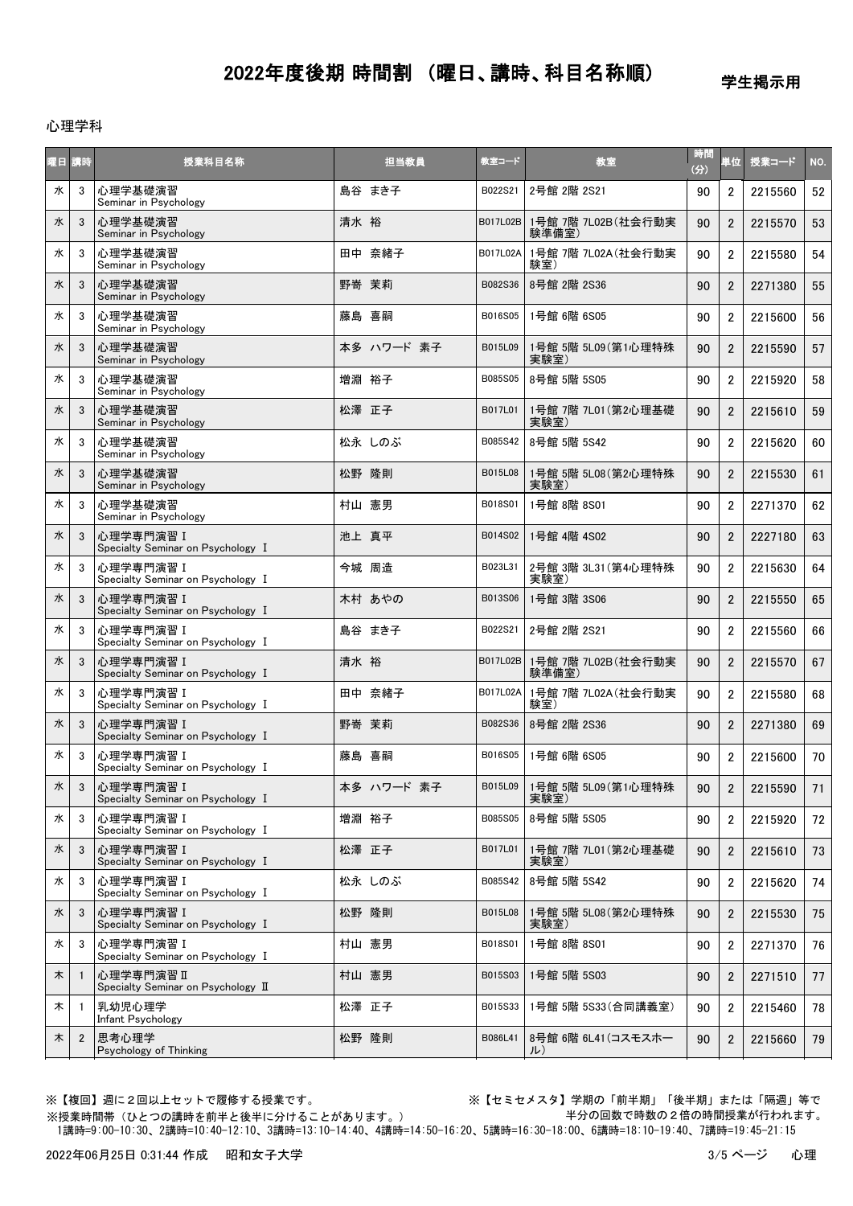# 2022年度後期 時間割 (曜日、講時、科目名称順)

学生掲示用

心理学科

| 曜日 | 講時 | 授業科目名称 | 担当教員 | 教室コード | 教室 | 時間(分) | 単位 | 授業コード | NO. |
|---|---|---|---|---|---|---|---|---|---|
| 水 | 3 | 心理学基礎演習<br>Seminar in Psychology | 島谷 まき子 | B022S21 | 2号館 2階 2S21 | 90 | 2 | 2215560 | 52 |
| 水 | 3 | 心理学基礎演習<br>Seminar in Psychology | 清水 裕 | B017L02B | 1号館 7階 7L02B(社会行動実験準備室) | 90 | 2 | 2215570 | 53 |
| 水 | 3 | 心理学基礎演習<br>Seminar in Psychology | 田中 奈緒子 | B017L02A | 1号館 7階 7L02A(社会行動実験室) | 90 | 2 | 2215580 | 54 |
| 水 | 3 | 心理学基礎演習<br>Seminar in Psychology | 野嵜 茉莉 | B082S36 | 8号館 2階 2S36 | 90 | 2 | 2271380 | 55 |
| 水 | 3 | 心理学基礎演習<br>Seminar in Psychology | 藤島 喜嗣 | B016S05 | 1号館 6階 6S05 | 90 | 2 | 2215600 | 56 |
| 水 | 3 | 心理学基礎演習<br>Seminar in Psychology | 本多 ハワード 素子 | B015L09 | 1号館 5階 5L09(第1心理特殊実験室) | 90 | 2 | 2215590 | 57 |
| 水 | 3 | 心理学基礎演習<br>Seminar in Psychology | 増淵 裕子 | B085S05 | 8号館 5階 5S05 | 90 | 2 | 2215920 | 58 |
| 水 | 3 | 心理学基礎演習<br>Seminar in Psychology | 松澤 正子 | B017L01 | 1号館 7階 7L01(第2心理基礎実験室) | 90 | 2 | 2215610 | 59 |
| 水 | 3 | 心理学基礎演習<br>Seminar in Psychology | 松永 しのぶ | B085S42 | 8号館 5階 5S42 | 90 | 2 | 2215620 | 60 |
| 水 | 3 | 心理学基礎演習<br>Seminar in Psychology | 松野 隆則 | B015L08 | 1号館 5階 5L08(第2心理特殊実験室) | 90 | 2 | 2215530 | 61 |
| 水 | 3 | 心理学基礎演習<br>Seminar in Psychology | 村山 憲男 | B018S01 | 1号館 8階 8S01 | 90 | 2 | 2271370 | 62 |
| 水 | 3 | 心理学専門演習Ⅰ<br>Specialty Seminar on Psychology Ⅰ | 池上 真平 | B014S02 | 1号館 4階 4S02 | 90 | 2 | 2227180 | 63 |
| 水 | 3 | 心理学専門演習Ⅰ<br>Specialty Seminar on Psychology Ⅰ | 今城 周造 | B023L31 | 2号館 3階 3L31(第4心理特殊実験室) | 90 | 2 | 2215630 | 64 |
| 水 | 3 | 心理学専門演習Ⅰ<br>Specialty Seminar on Psychology Ⅰ | 木村 あやの | B013S06 | 1号館 3階 3S06 | 90 | 2 | 2215550 | 65 |
| 水 | 3 | 心理学専門演習Ⅰ<br>Specialty Seminar on Psychology Ⅰ | 島谷 まき子 | B022S21 | 2号館 2階 2S21 | 90 | 2 | 2215560 | 66 |
| 水 | 3 | 心理学専門演習Ⅰ<br>Specialty Seminar on Psychology Ⅰ | 清水 裕 | B017L02B | 1号館 7階 7L02B(社会行動実験準備室) | 90 | 2 | 2215570 | 67 |
| 水 | 3 | 心理学専門演習Ⅰ<br>Specialty Seminar on Psychology Ⅰ | 田中 奈緒子 | B017L02A | 1号館 7階 7L02A(社会行動実験室) | 90 | 2 | 2215580 | 68 |
| 水 | 3 | 心理学専門演習Ⅰ<br>Specialty Seminar on Psychology Ⅰ | 野嵜 茉莉 | B082S36 | 8号館 2階 2S36 | 90 | 2 | 2271380 | 69 |
| 水 | 3 | 心理学専門演習Ⅰ<br>Specialty Seminar on Psychology Ⅰ | 藤島 喜嗣 | B016S05 | 1号館 6階 6S05 | 90 | 2 | 2215600 | 70 |
| 水 | 3 | 心理学専門演習Ⅰ<br>Specialty Seminar on Psychology Ⅰ | 本多 ハワード 素子 | B015L09 | 1号館 5階 5L09(第1心理特殊実験室) | 90 | 2 | 2215590 | 71 |
| 水 | 3 | 心理学専門演習Ⅰ<br>Specialty Seminar on Psychology Ⅰ | 増淵 裕子 | B085S05 | 8号館 5階 5S05 | 90 | 2 | 2215920 | 72 |
| 水 | 3 | 心理学専門演習Ⅰ<br>Specialty Seminar on Psychology Ⅰ | 松澤 正子 | B017L01 | 1号館 7階 7L01(第2心理基礎実験室) | 90 | 2 | 2215610 | 73 |
| 水 | 3 | 心理学専門演習Ⅰ<br>Specialty Seminar on Psychology Ⅰ | 松永 しのぶ | B085S42 | 8号館 5階 5S42 | 90 | 2 | 2215620 | 74 |
| 水 | 3 | 心理学専門演習Ⅰ<br>Specialty Seminar on Psychology Ⅰ | 松野 隆則 | B015L08 | 1号館 5階 5L08(第2心理特殊実験室) | 90 | 2 | 2215530 | 75 |
| 水 | 3 | 心理学専門演習Ⅰ<br>Specialty Seminar on Psychology Ⅰ | 村山 憲男 | B018S01 | 1号館 8階 8S01 | 90 | 2 | 2271370 | 76 |
| 木 | 1 | 心理学専門演習Ⅱ<br>Specialty Seminar on Psychology Ⅱ | 村山 憲男 | B015S03 | 1号館 5階 5S03 | 90 | 2 | 2271510 | 77 |
| 木 | 1 | 乳幼児心理学<br>Infant Psychology | 松澤 正子 | B015S33 | 1号館 5階 5S33(合同講義室) | 90 | 2 | 2215460 | 78 |
| 木 | 2 | 思考心理学<br>Psychology of Thinking | 松野 隆則 | B086L41 | 8号館 6階 6L41(コスモスホール) | 90 | 2 | 2215660 | 79 |

※【複回】週に２回以上セットで履修する授業です。
※【セミセメスタ】学期の「前半期」「後半期」または「隔週」等で半分の回数で時数の２倍の時間授業が行われます。
※授業時間帯（ひとつの講時を前半と後半に分けることがあります。）
1講時=9:00-10:30、2講時=10:40-12:10、3講時=13:10-14:40、4講時=14:50-16:20、5講時=16:30-18:00、6講時=18:10-19:40、7講時=19:45-21:15

2022年06月25日 0:31:44 作成　昭和女子大学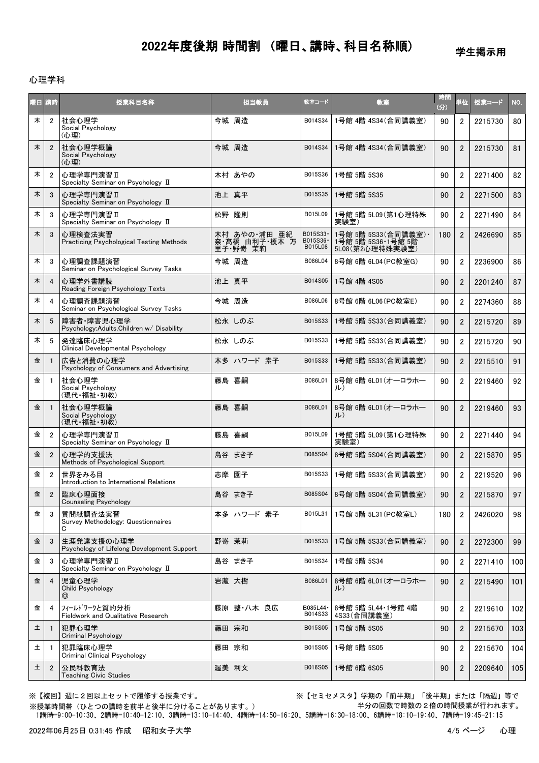# 2022年度後期 時間割 （曜日、講時、科目名称順）

学生掲示用

心理学科

| 曜日 | 講時 | 授業科目名称 | 担当教員 | 教室コード | 教室 | 時間(分) | 単位 | 授業コード | NO. |
|---|---|---|---|---|---|---|---|---|---|
| 木 | 2 | 社会心理学<br>Social Psychology<br>(心理) | 今城 周造 | B014S34 | 1号館 4階 4S34(合同講義室) | 90 | 2 | 2215730 | 80 |
| 木 | 2 | 社会心理学概論<br>Social Psychology<br>(心理) | 今城 周造 | B014S34 | 1号館 4階 4S34(合同講義室) | 90 | 2 | 2215730 | 81 |
| 木 | 2 | 心理学専門演習Ⅱ<br>Specialty Seminar on Psychology Ⅱ | 木村 あやの | B015S36 | 1号館 5階 5S36 | 90 | 2 | 2271400 | 82 |
| 木 | 3 | 心理学専門演習Ⅱ<br>Specialty Seminar on Psychology Ⅱ | 池上 真平 | B015S35 | 1号館 5階 5S35 | 90 | 2 | 2271500 | 83 |
| 木 | 3 | 心理学専門演習Ⅱ<br>Specialty Seminar on Psychology Ⅱ | 松野 隆則 | B015L09 | 1号館 5階 5L09(第1心理特殊実験室) | 90 | 2 | 2271490 | 84 |
| 木 | 3 | 心理検査法実習<br>Practicing Psychological Testing Methods | 木村 あやの・浦田 亜紀奈・高橋 由利子・榎本 万里子・野嵜 茉莉 | B015S33・B015S36・B015L08 | 1号館 5階 5S33(合同講義室)・1号館 5階 5S36・1号館 5階 5L08(第2心理特殊実験室) | 180 | 2 | 2426690 | 85 |
| 木 | 3 | 心理調査課題演習<br>Seminar on Psychological Survey Tasks | 今城 周造 | B086L04 | 8号館 6階 6L04(PC教室G) | 90 | 2 | 2236900 | 86 |
| 木 | 4 | 心理学外書講読<br>Reading Foreign Psychology Texts | 池上 真平 | B014S05 | 1号館 4階 4S05 | 90 | 2 | 2201240 | 87 |
| 木 | 4 | 心理調査課題演習<br>Seminar on Psychological Survey Tasks | 今城 周造 | B086L06 | 8号館 6階 6L06(PC教室E) | 90 | 2 | 2274360 | 88 |
| 木 | 5 | 障害者・障害児心理学<br>Psychology:Adults,Children w/ Disability | 松永 しのぶ | B015S33 | 1号館 5階 5S33(合同講義室) | 90 | 2 | 2215720 | 89 |
| 木 | 5 | 発達臨床心理学<br>Clinical Developmental Psychology | 松永 しのぶ | B015S33 | 1号館 5階 5S33(合同講義室) | 90 | 2 | 2215720 | 90 |
| 金 | 1 | 広告と消費の心理学<br>Psychology of Consumers and Advertising | 本多 ハワード 素子 | B015S33 | 1号館 5階 5S33(合同講義室) | 90 | 2 | 2215510 | 91 |
| 金 | 1 | 社会心理学<br>Social Psychology<br>(現代・福祉・初教) | 藤島 喜嗣 | B086L01 | 8号館 6階 6L01(オーロラホール) | 90 | 2 | 2219460 | 92 |
| 金 | 1 | 社会心理学概論<br>Social Psychology<br>(現代・福祉・初教) | 藤島 喜嗣 | B086L01 | 8号館 6階 6L01(オーロラホール) | 90 | 2 | 2219460 | 93 |
| 金 | 2 | 心理学専門演習Ⅱ<br>Specialty Seminar on Psychology Ⅱ | 藤島 喜嗣 | B015L09 | 1号館 5階 5L09(第1心理特殊実験室) | 90 | 2 | 2271440 | 94 |
| 金 | 2 | 心理学的支援法<br>Methods of Psychological Support | 島谷 まき子 | B085S04 | 8号館 5階 5S04(合同講義室) | 90 | 2 | 2215870 | 95 |
| 金 | 2 | 世界をみる目<br>Introduction to International Relations | 志摩 園子 | B015S33 | 1号館 5階 5S33(合同講義室) | 90 | 2 | 2219520 | 96 |
| 金 | 2 | 臨床心理面接<br>Counseling Psychology | 島谷 まき子 | B085S04 | 8号館 5階 5S04(合同講義室) | 90 | 2 | 2215870 | 97 |
| 金 | 3 | 質問紙調査法実習<br>Survey Methodology: Questionnaires<br>C | 本多 ハワード 素子 | B015L31 | 1号館 5階 5L31(PC教室L) | 180 | 2 | 2426020 | 98 |
| 金 | 3 | 生涯発達支援の心理学<br>Psychology of Lifelong Development Support | 野嵜 茉莉 | B015S33 | 1号館 5階 5S33(合同講義室) | 90 | 2 | 2272300 | 99 |
| 金 | 3 | 心理学専門演習Ⅱ<br>Specialty Seminar on Psychology Ⅱ | 島谷 まき子 | B015S34 | 1号館 5階 5S34 | 90 | 2 | 2271410 | 100 |
| 金 | 4 | 児童心理学<br>Child Psychology<br>◎ | 岩瀧 大樹 | B086L01 | 8号館 6階 6L01(オーロラホール) | 90 | 2 | 2215490 | 101 |
| 金 | 4 | ﾌｨｰﾙﾄﾞﾜｰｸと質的分析<br>Fieldwork and Qualitative Research | 藤原 整・八木 良広 | B085L44・B014S33 | 8号館 5階 5L44・1号館 4階 4S33(合同講義室) | 90 | 2 | 2219610 | 102 |
| 土 | 1 | 犯罪心理学<br>Criminal Psychology | 藤田 宗和 | B015S05 | 1号館 5階 5S05 | 90 | 2 | 2215670 | 103 |
| 土 | 1 | 犯罪臨床心理学<br>Criminal Clinical Psychology | 藤田 宗和 | B015S05 | 1号館 5階 5S05 | 90 | 2 | 2215670 | 104 |
| 土 | 2 | 公民科教育法<br>Teaching Civic Studies | 渥美 利文 | B016S05 | 1号館 6階 6S05 | 90 | 2 | 2209640 | 105 |

※【複回】週に２回以上セットで履修する授業です。

※【セミセメスタ】学期の「前半期」「後半期」または「隔週」等で半分の回数で時数の２倍の時間授業が行われます。

※授業時間帯（ひとつの講時を前半と後半に分けることがあります。）
1講時=9:00-10:30、2講時=10:40-12:10、3講時=13:10-14:40、4講時=14:50-16:20、5講時=16:30-18:00、6講時=18:10-19:40、7講時=19:45-21:15

2022年06月25日 0:31:45 作成　昭和女子大学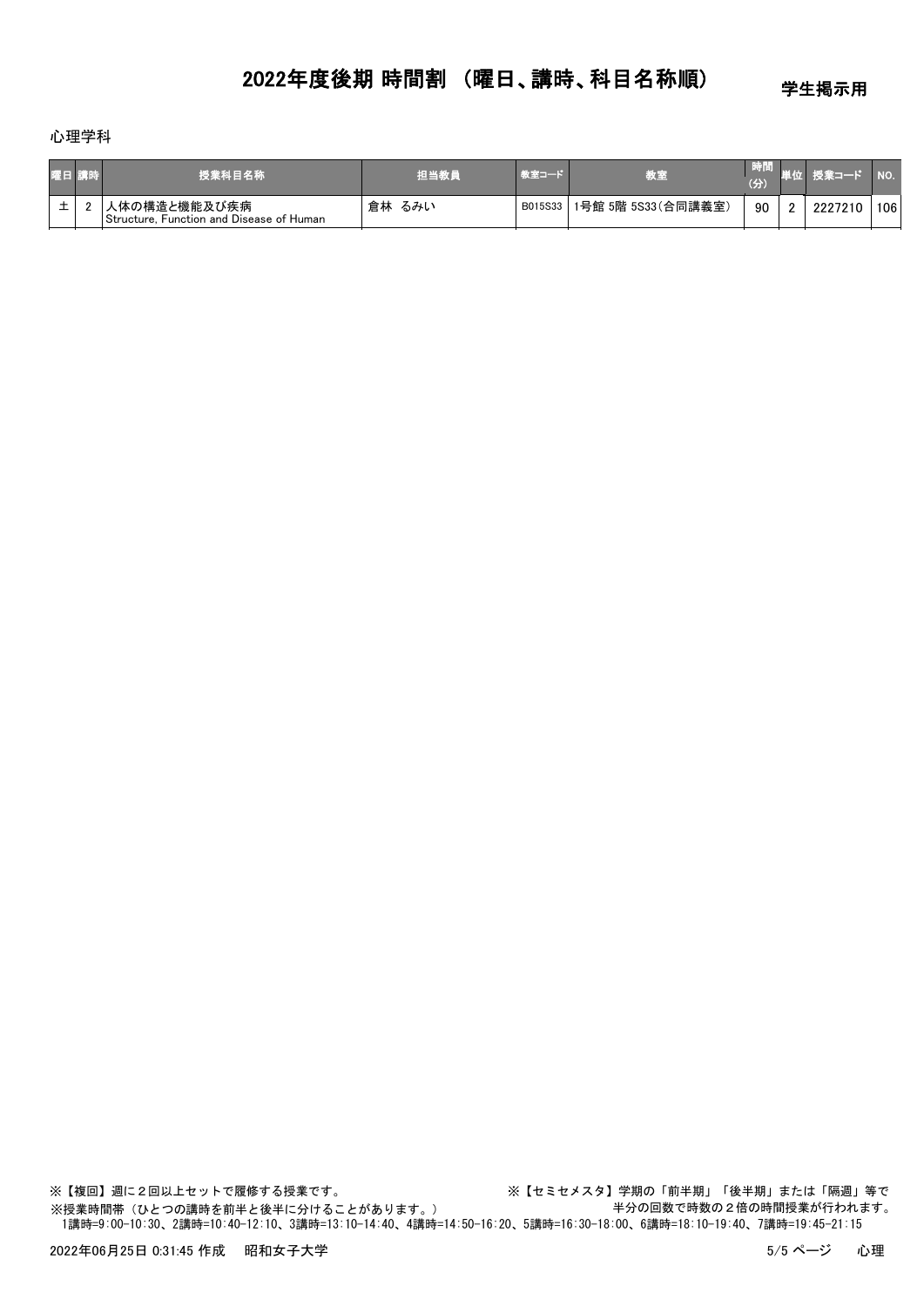# 2022年度後期 時間割 （曜日､講時､科目名称順）

学生掲示用

心理学科

| 曜日 | 講時 | 授業科目名称 | 担当教員 | 教室コード | 教室 | 時間(分) | 単位 | 授業コード | NO. |
|---|---|---|---|---|---|---|---|---|---|
| 土 | 2 | 人体の構造と機能及び疾病<br>Structure, Function and Disease of Human | 倉林 るみい | B015S33 | 1号館 5階 5S33(合同講義室) | 90 | 2 | 2227210 | 106 |

※【複回】週に２回以上セットで履修する授業です。

※【セミセメスタ】学期の「前半期」「後半期」または「隔週」等で半分の回数で時数の２倍の時間授業が行われます。

※授業時間帯（ひとつの講時を前半と後半に分けることがあります。）

1講時=9:00-10:30、2講時=10:40-12:10、3講時=13:10-14:40、4講時=14:50-16:20、5講時=16:30-18:00、6講時=18:10-19:40、7講時=19:45-21:15

2022年06月25日 0:31:45 作成　昭和女子大学